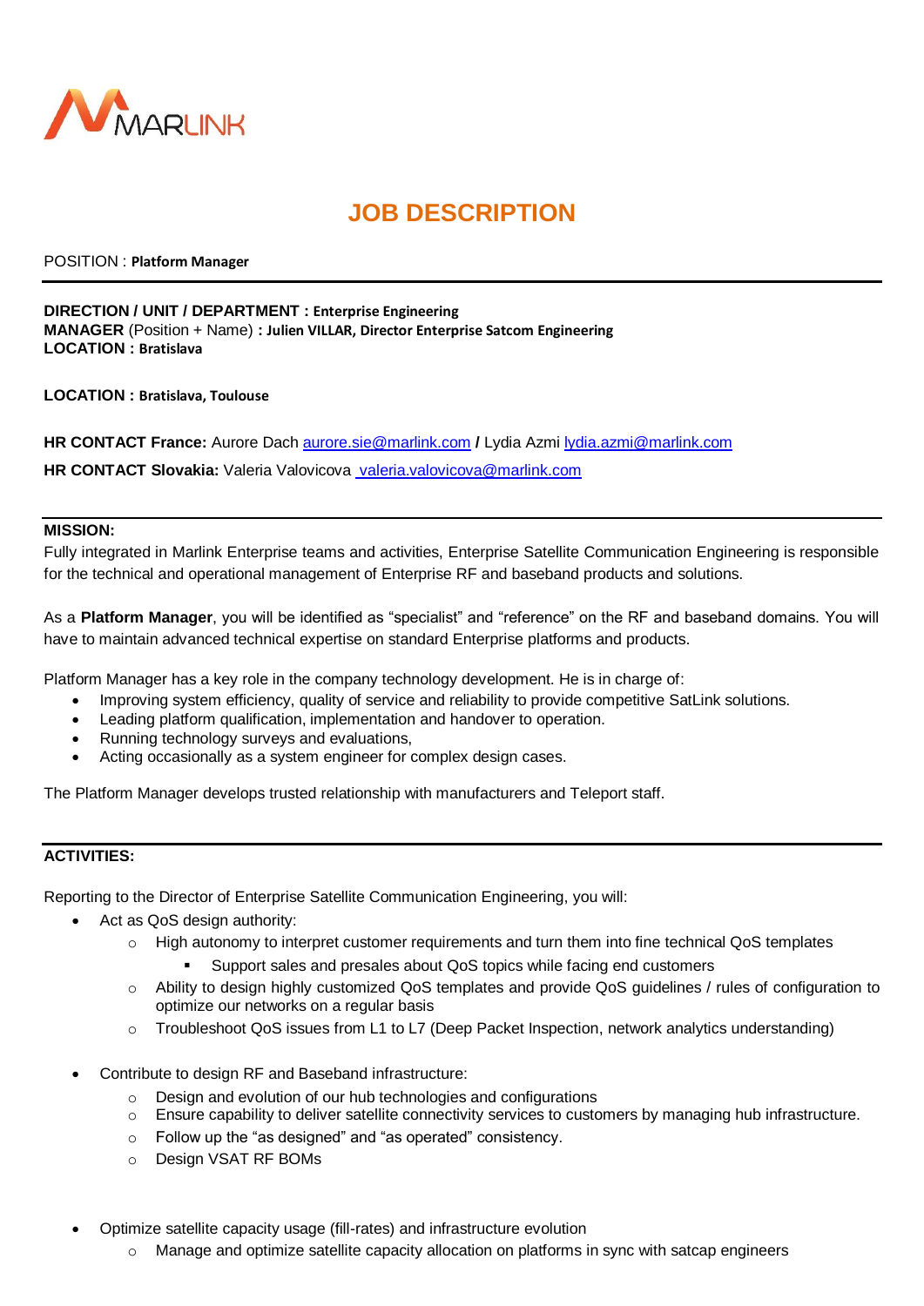MARLINK

# JOB DESCRIPTION

POSITION : **Platform Manager**

---

**DIRECTION / UNIT / DEPARTMENT : Enterprise Engineering**
**MANAGER** (Position + Name) **: Julien VILLAR, Director Enterprise Satcom Engineering**
**LOCATION : Bratislava**

**LOCATION : Bratislava, Toulouse**

**HR CONTACT France:** Aurore Dach aurore.sie@marlink.com **/** Lydia Azmi lydia.azmi@marlink.com

**HR CONTACT Slovakia:** Valeria Valovicova valeria.valovicova@marlink.com

---

## MISSION:

Fully integrated in Marlink Enterprise teams and activities, Enterprise Satellite Communication Engineering is responsible for the technical and operational management of Enterprise RF and baseband products and solutions.

As a **Platform Manager**, you will be identified as "specialist" and "reference" on the RF and baseband domains. You will have to maintain advanced technical expertise on standard Enterprise platforms and products.

Platform Manager has a key role in the company technology development. He is in charge of:

- Improving system efficiency, quality of service and reliability to provide competitive SatLink solutions.
- Leading platform qualification, implementation and handover to operation.
- Running technology surveys and evaluations,
- Acting occasionally as a system engineer for complex design cases.

The Platform Manager develops trusted relationship with manufacturers and Teleport staff.

---

## ACTIVITIES:

Reporting to the Director of Enterprise Satellite Communication Engineering, you will:

- Act as QoS design authority:
  - High autonomy to interpret customer requirements and turn them into fine technical QoS templates
    - Support sales and presales about QoS topics while facing end customers
  - Ability to design highly customized QoS templates and provide QoS guidelines / rules of configuration to optimize our networks on a regular basis
  - Troubleshoot QoS issues from L1 to L7 (Deep Packet Inspection, network analytics understanding)

- Contribute to design RF and Baseband infrastructure:
  - Design and evolution of our hub technologies and configurations
  - Ensure capability to deliver satellite connectivity services to customers by managing hub infrastructure.
  - Follow up the "as designed" and "as operated" consistency.
  - Design VSAT RF BOMs

- Optimize satellite capacity usage (fill-rates) and infrastructure evolution
  - Manage and optimize satellite capacity allocation on platforms in sync with satcap engineers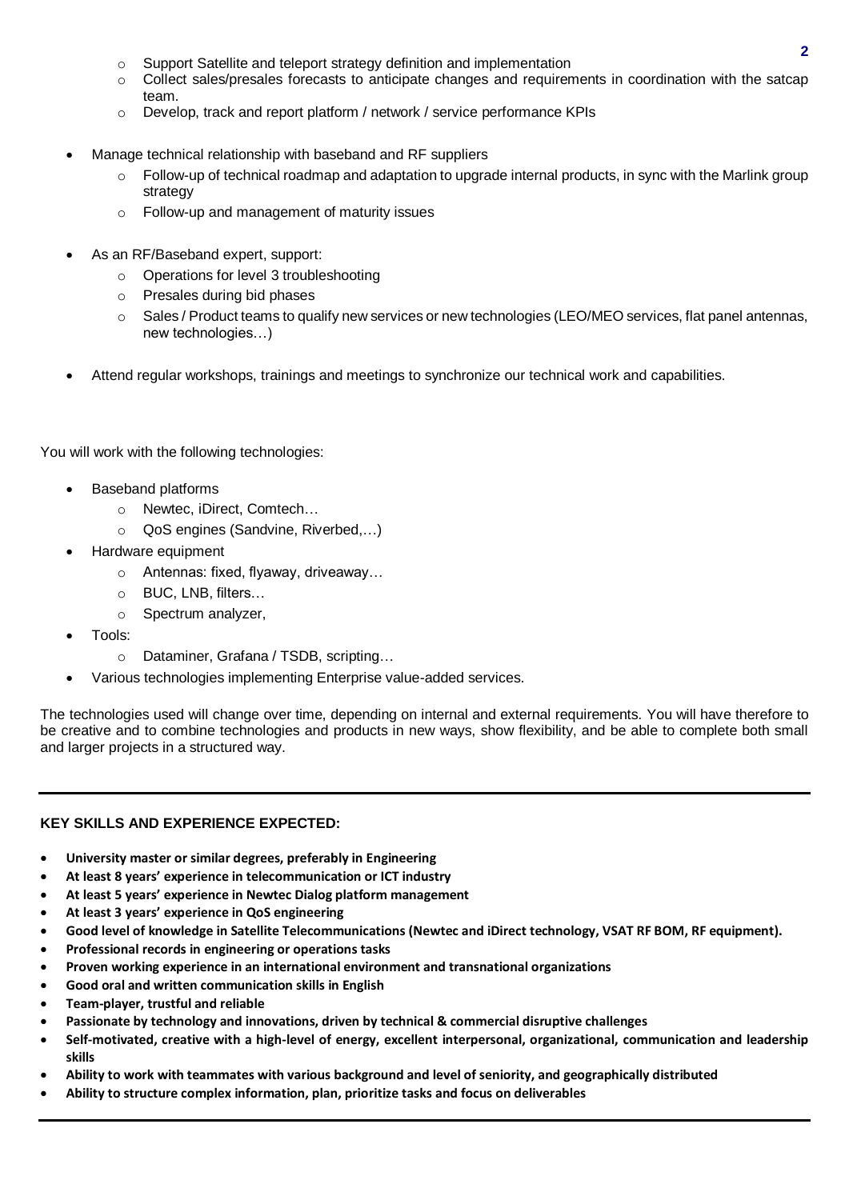- Support Satellite and teleport strategy definition and implementation
- Collect sales/presales forecasts to anticipate changes and requirements in coordination with the satcap team.
- Develop, track and report platform / network / service performance KPIs

- Manage technical relationship with baseband and RF suppliers
  - Follow-up of technical roadmap and adaptation to upgrade internal products, in sync with the Marlink group strategy
  - Follow-up and management of maturity issues

- As an RF/Baseband expert, support:
  - Operations for level 3 troubleshooting
  - Presales during bid phases
  - Sales / Product teams to qualify new services or new technologies (LEO/MEO services, flat panel antennas, new technologies…)

- Attend regular workshops, trainings and meetings to synchronize our technical work and capabilities.

You will work with the following technologies:

- Baseband platforms
  - Newtec, iDirect, Comtech…
  - QoS engines (Sandvine, Riverbed,…)
- Hardware equipment
  - Antennas: fixed, flyaway, driveaway…
  - BUC, LNB, filters…
  - Spectrum analyzer,
- Tools:
  - Dataminer, Grafana / TSDB, scripting…
- Various technologies implementing Enterprise value-added services.

The technologies used will change over time, depending on internal and external requirements. You will have therefore to be creative and to combine technologies and products in new ways, show flexibility, and be able to complete both small and larger projects in a structured way.

---

### KEY SKILLS AND EXPERIENCE EXPECTED:

- **University master or similar degrees, preferably in Engineering**
- **At least 8 years' experience in telecommunication or ICT industry**
- **At least 5 years' experience in Newtec Dialog platform management**
- **At least 3 years' experience in QoS engineering**
- **Good level of knowledge in Satellite Telecommunications (Newtec and iDirect technology, VSAT RF BOM, RF equipment).**
- **Professional records in engineering or operations tasks**
- **Proven working experience in an international environment and transnational organizations**
- **Good oral and written communication skills in English**
- **Team-player, trustful and reliable**
- **Passionate by technology and innovations, driven by technical & commercial disruptive challenges**
- **Self-motivated, creative with a high-level of energy, excellent interpersonal, organizational, communication and leadership skills**
- **Ability to work with teammates with various background and level of seniority, and geographically distributed**
- **Ability to structure complex information, plan, prioritize tasks and focus on deliverables**